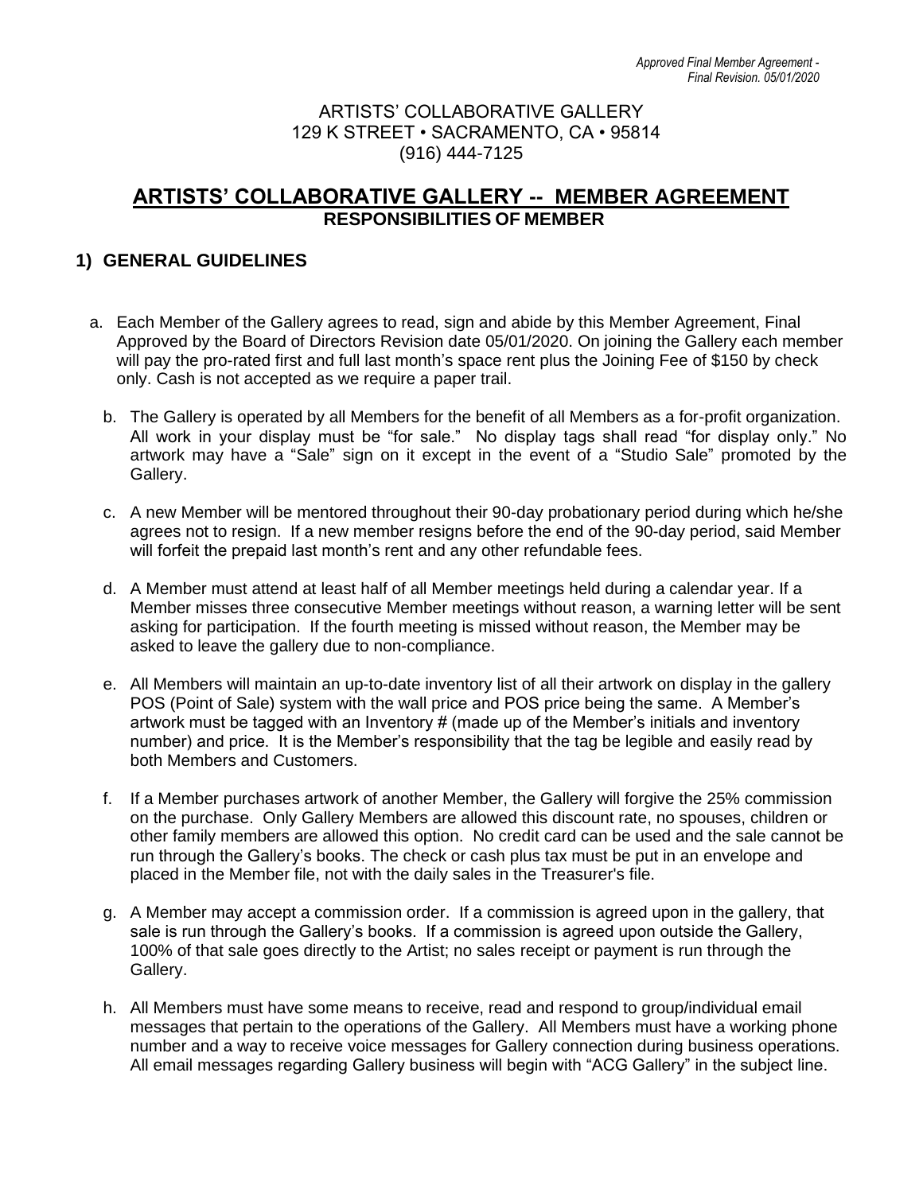*Approved Final Member Agreement - Final Revision. 05/01/2020*

ARTISTS' COLLABORATIVE GALLERY
129 K STREET • SACRAMENTO, CA • 95814
(916) 444-7125

# ARTISTS' COLLABORATIVE GALLERY -- MEMBER AGREEMENT

## RESPONSIBILITIES OF MEMBER

## 1) GENERAL GUIDELINES

a. Each Member of the Gallery agrees to read, sign and abide by this Member Agreement, Final Approved by the Board of Directors Revision date 05/01/2020. On joining the Gallery each member will pay the pro-rated first and full last month's space rent plus the Joining Fee of $150 by check only. Cash is not accepted as we require a paper trail.

b. The Gallery is operated by all Members for the benefit of all Members as a for-profit organization. All work in your display must be "for sale." No display tags shall read "for display only." No artwork may have a "Sale" sign on it except in the event of a "Studio Sale" promoted by the Gallery.

c. A new Member will be mentored throughout their 90-day probationary period during which he/she agrees not to resign. If a new member resigns before the end of the 90-day period, said Member will forfeit the prepaid last month's rent and any other refundable fees.

d. A Member must attend at least half of all Member meetings held during a calendar year. If a Member misses three consecutive Member meetings without reason, a warning letter will be sent asking for participation. If the fourth meeting is missed without reason, the Member may be asked to leave the gallery due to non-compliance.

e. All Members will maintain an up-to-date inventory list of all their artwork on display in the gallery POS (Point of Sale) system with the wall price and POS price being the same. A Member's artwork must be tagged with an Inventory # (made up of the Member's initials and inventory number) and price. It is the Member's responsibility that the tag be legible and easily read by both Members and Customers.

f. If a Member purchases artwork of another Member, the Gallery will forgive the 25% commission on the purchase. Only Gallery Members are allowed this discount rate, no spouses, children or other family members are allowed this option. No credit card can be used and the sale cannot be run through the Gallery's books. The check or cash plus tax must be put in an envelope and placed in the Member file, not with the daily sales in the Treasurer's file.

g. A Member may accept a commission order. If a commission is agreed upon in the gallery, that sale is run through the Gallery's books. If a commission is agreed upon outside the Gallery, 100% of that sale goes directly to the Artist; no sales receipt or payment is run through the Gallery.

h. All Members must have some means to receive, read and respond to group/individual email messages that pertain to the operations of the Gallery. All Members must have a working phone number and a way to receive voice messages for Gallery connection during business operations. All email messages regarding Gallery business will begin with "ACG Gallery" in the subject line.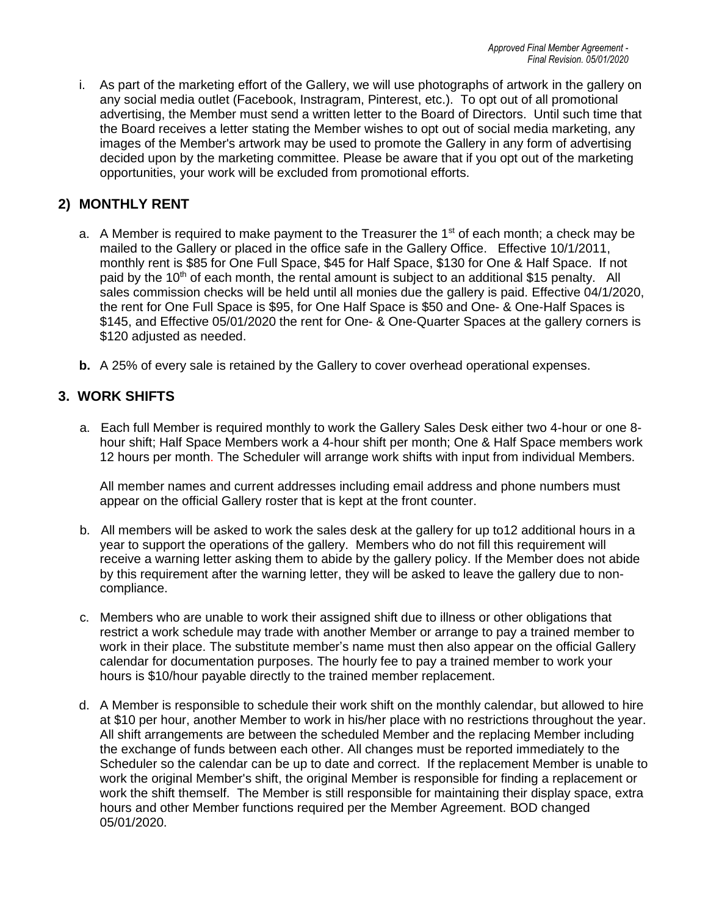i. As part of the marketing effort of the Gallery, we will use photographs of artwork in the gallery on any social media outlet (Facebook, Instragram, Pinterest, etc.). To opt out of all promotional advertising, the Member must send a written letter to the Board of Directors. Until such time that the Board receives a letter stating the Member wishes to opt out of social media marketing, any images of the Member's artwork may be used to promote the Gallery in any form of advertising decided upon by the marketing committee. Please be aware that if you opt out of the marketing opportunities, your work will be excluded from promotional efforts.

## 2) MONTHLY RENT

a. A Member is required to make payment to the Treasurer the 1st of each month; a check may be mailed to the Gallery or placed in the office safe in the Gallery Office. Effective 10/1/2011, monthly rent is $85 for One Full Space, $45 for Half Space, $130 for One & Half Space. If not paid by the 10th of each month, the rental amount is subject to an additional $15 penalty. All sales commission checks will be held until all monies due the gallery is paid. Effective 04/1/2020, the rent for One Full Space is $95, for One Half Space is $50 and One- & One-Half Spaces is $145, and Effective 05/01/2020 the rent for One- & One-Quarter Spaces at the gallery corners is $120 adjusted as needed.

**b.** A 25% of every sale is retained by the Gallery to cover overhead operational expenses.

## 3. WORK SHIFTS

a. Each full Member is required monthly to work the Gallery Sales Desk either two 4-hour or one 8-hour shift; Half Space Members work a 4-hour shift per month; One & Half Space members work 12 hours per month. The Scheduler will arrange work shifts with input from individual Members.

All member names and current addresses including email address and phone numbers must appear on the official Gallery roster that is kept at the front counter.

b. All members will be asked to work the sales desk at the gallery for up to12 additional hours in a year to support the operations of the gallery. Members who do not fill this requirement will receive a warning letter asking them to abide by the gallery policy. If the Member does not abide by this requirement after the warning letter, they will be asked to leave the gallery due to non-compliance.

c. Members who are unable to work their assigned shift due to illness or other obligations that restrict a work schedule may trade with another Member or arrange to pay a trained member to work in their place. The substitute member's name must then also appear on the official Gallery calendar for documentation purposes. The hourly fee to pay a trained member to work your hours is $10/hour payable directly to the trained member replacement.

d. A Member is responsible to schedule their work shift on the monthly calendar, but allowed to hire at $10 per hour, another Member to work in his/her place with no restrictions throughout the year. All shift arrangements are between the scheduled Member and the replacing Member including the exchange of funds between each other. All changes must be reported immediately to the Scheduler so the calendar can be up to date and correct. If the replacement Member is unable to work the original Member's shift, the original Member is responsible for finding a replacement or work the shift themself. The Member is still responsible for maintaining their display space, extra hours and other Member functions required per the Member Agreement. BOD changed 05/01/2020.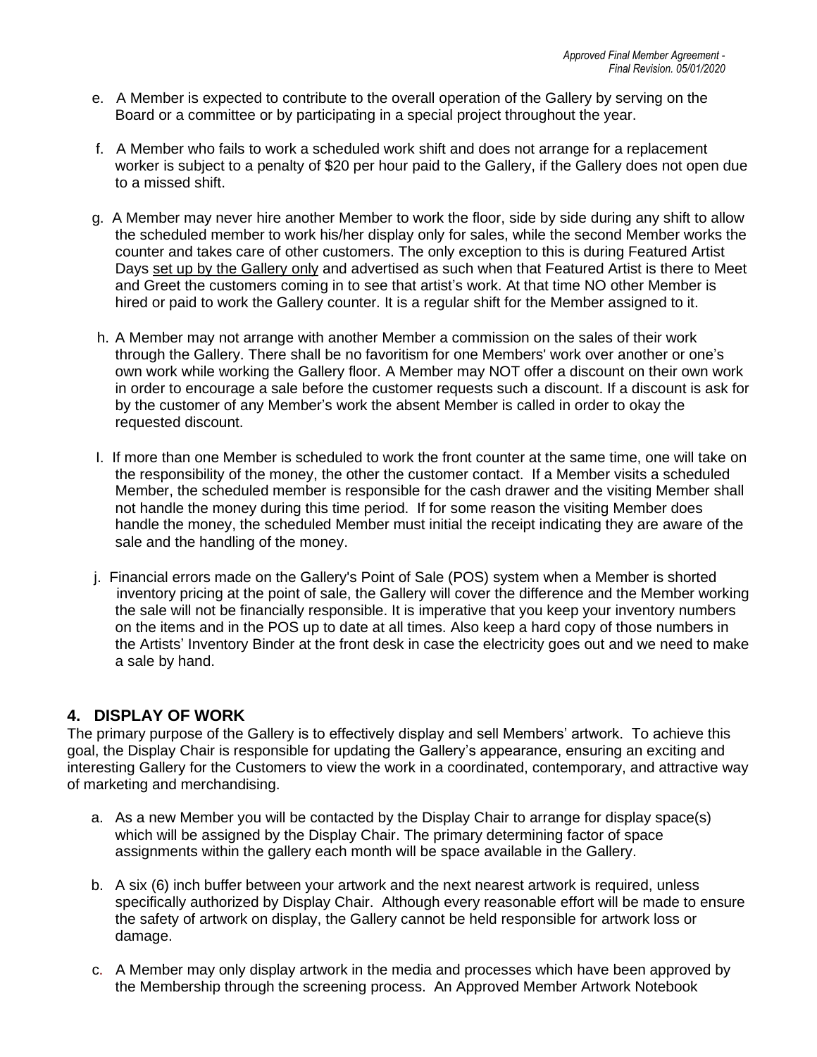e. A Member is expected to contribute to the overall operation of the Gallery by serving on the Board or a committee or by participating in a special project throughout the year.

f. A Member who fails to work a scheduled work shift and does not arrange for a replacement worker is subject to a penalty of $20 per hour paid to the Gallery, if the Gallery does not open due to a missed shift.

g. A Member may never hire another Member to work the floor, side by side during any shift to allow the scheduled member to work his/her display only for sales, while the second Member works the counter and takes care of other customers. The only exception to this is during Featured Artist Days <u>set up by the Gallery only</u> and advertised as such when that Featured Artist is there to Meet and Greet the customers coming in to see that artist's work. At that time NO other Member is hired or paid to work the Gallery counter. It is a regular shift for the Member assigned to it.

h. A Member may not arrange with another Member a commission on the sales of their work through the Gallery. There shall be no favoritism for one Members' work over another or one's own work while working the Gallery floor. A Member may NOT offer a discount on their own work in order to encourage a sale before the customer requests such a discount. If a discount is ask for by the customer of any Member's work the absent Member is called in order to okay the requested discount.

I. If more than one Member is scheduled to work the front counter at the same time, one will take on the responsibility of the money, the other the customer contact. If a Member visits a scheduled Member, the scheduled member is responsible for the cash drawer and the visiting Member shall not handle the money during this time period. If for some reason the visiting Member does handle the money, the scheduled Member must initial the receipt indicating they are aware of the sale and the handling of the money.

j. Financial errors made on the Gallery's Point of Sale (POS) system when a Member is shorted inventory pricing at the point of sale, the Gallery will cover the difference and the Member working the sale will not be financially responsible. It is imperative that you keep your inventory numbers on the items and in the POS up to date at all times. Also keep a hard copy of those numbers in the Artists' Inventory Binder at the front desk in case the electricity goes out and we need to make a sale by hand.

## 4. DISPLAY OF WORK

The primary purpose of the Gallery is to effectively display and sell Members' artwork. To achieve this goal, the Display Chair is responsible for updating the Gallery's appearance, ensuring an exciting and interesting Gallery for the Customers to view the work in a coordinated, contemporary, and attractive way of marketing and merchandising.

a. As a new Member you will be contacted by the Display Chair to arrange for display space(s) which will be assigned by the Display Chair. The primary determining factor of space assignments within the gallery each month will be space available in the Gallery.

b. A six (6) inch buffer between your artwork and the next nearest artwork is required, unless specifically authorized by Display Chair. Although every reasonable effort will be made to ensure the safety of artwork on display, the Gallery cannot be held responsible for artwork loss or damage.

c. A Member may only display artwork in the media and processes which have been approved by the Membership through the screening process. An Approved Member Artwork Notebook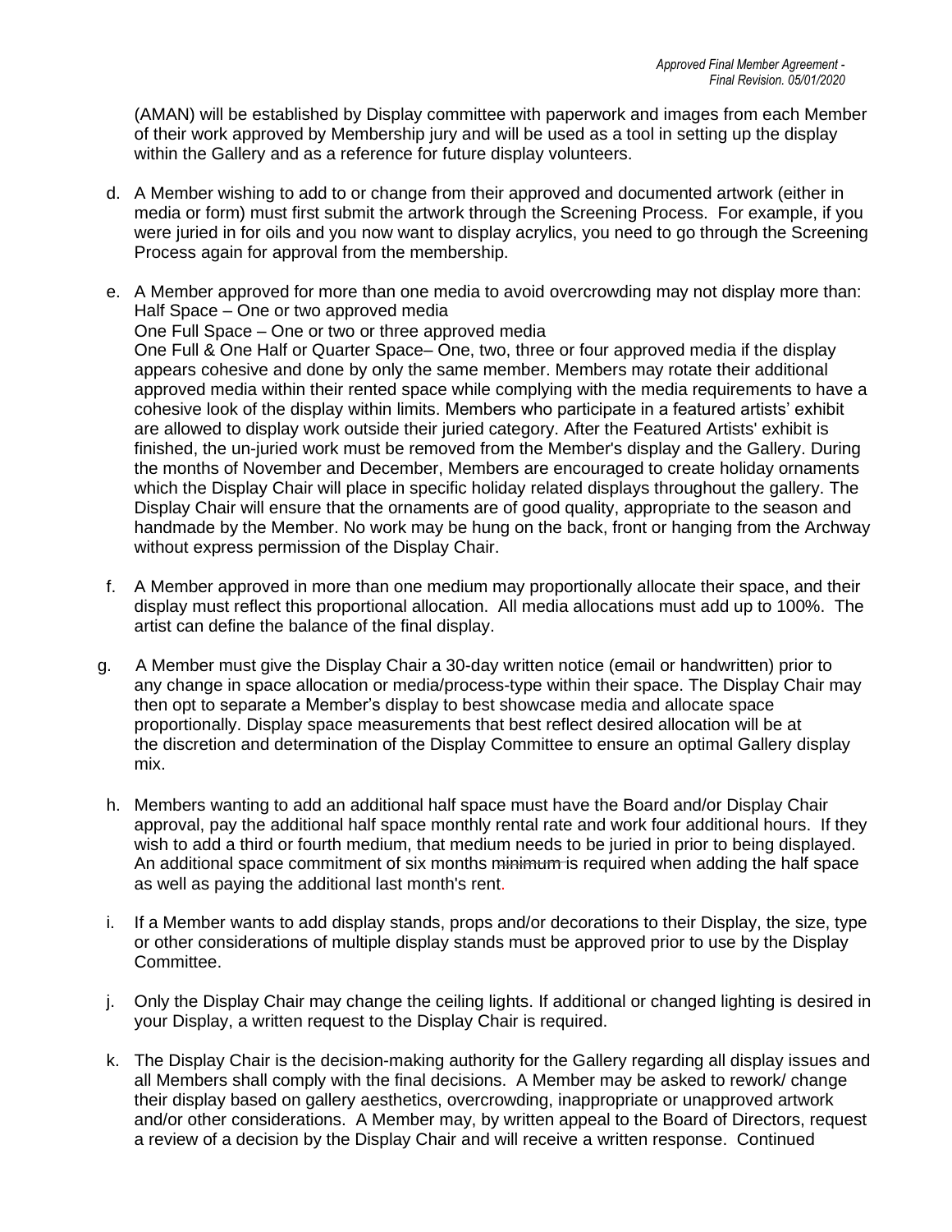(AMAN) will be established by Display committee with paperwork and images from each Member of their work approved by Membership jury and will be used as a tool in setting up the display within the Gallery and as a reference for future display volunteers.

d. A Member wishing to add to or change from their approved and documented artwork (either in media or form) must first submit the artwork through the Screening Process. For example, if you were juried in for oils and you now want to display acrylics, you need to go through the Screening Process again for approval from the membership.

e. A Member approved for more than one media to avoid overcrowding may not display more than:
   Half Space – One or two approved media
   One Full Space – One or two or three approved media
   One Full & One Half or Quarter Space– One, two, three or four approved media if the display appears cohesive and done by only the same member. Members may rotate their additional approved media within their rented space while complying with the media requirements to have a cohesive look of the display within limits. Members who participate in a featured artists' exhibit are allowed to display work outside their juried category. After the Featured Artists' exhibit is finished, the un-juried work must be removed from the Member's display and the Gallery. During the months of November and December, Members are encouraged to create holiday ornaments which the Display Chair will place in specific holiday related displays throughout the gallery. The Display Chair will ensure that the ornaments are of good quality, appropriate to the season and handmade by the Member. No work may be hung on the back, front or hanging from the Archway without express permission of the Display Chair.

f. A Member approved in more than one medium may proportionally allocate their space, and their display must reflect this proportional allocation. All media allocations must add up to 100%. The artist can define the balance of the final display.

g. A Member must give the Display Chair a 30-day written notice (email or handwritten) prior to any change in space allocation or media/process-type within their space. The Display Chair may then opt to separate a Member's display to best showcase media and allocate space proportionally. Display space measurements that best reflect desired allocation will be at the discretion and determination of the Display Committee to ensure an optimal Gallery display mix.

h. Members wanting to add an additional half space must have the Board and/or Display Chair approval, pay the additional half space monthly rental rate and work four additional hours. If they wish to add a third or fourth medium, that medium needs to be juried in prior to being displayed. An additional space commitment of six months ~~minimum~~ is required when adding the half space as well as paying the additional last month's rent.

i. If a Member wants to add display stands, props and/or decorations to their Display, the size, type or other considerations of multiple display stands must be approved prior to use by the Display Committee.

j. Only the Display Chair may change the ceiling lights. If additional or changed lighting is desired in your Display, a written request to the Display Chair is required.

k. The Display Chair is the decision-making authority for the Gallery regarding all display issues and all Members shall comply with the final decisions. A Member may be asked to rework/ change their display based on gallery aesthetics, overcrowding, inappropriate or unapproved artwork and/or other considerations. A Member may, by written appeal to the Board of Directors, request a review of a decision by the Display Chair and will receive a written response. Continued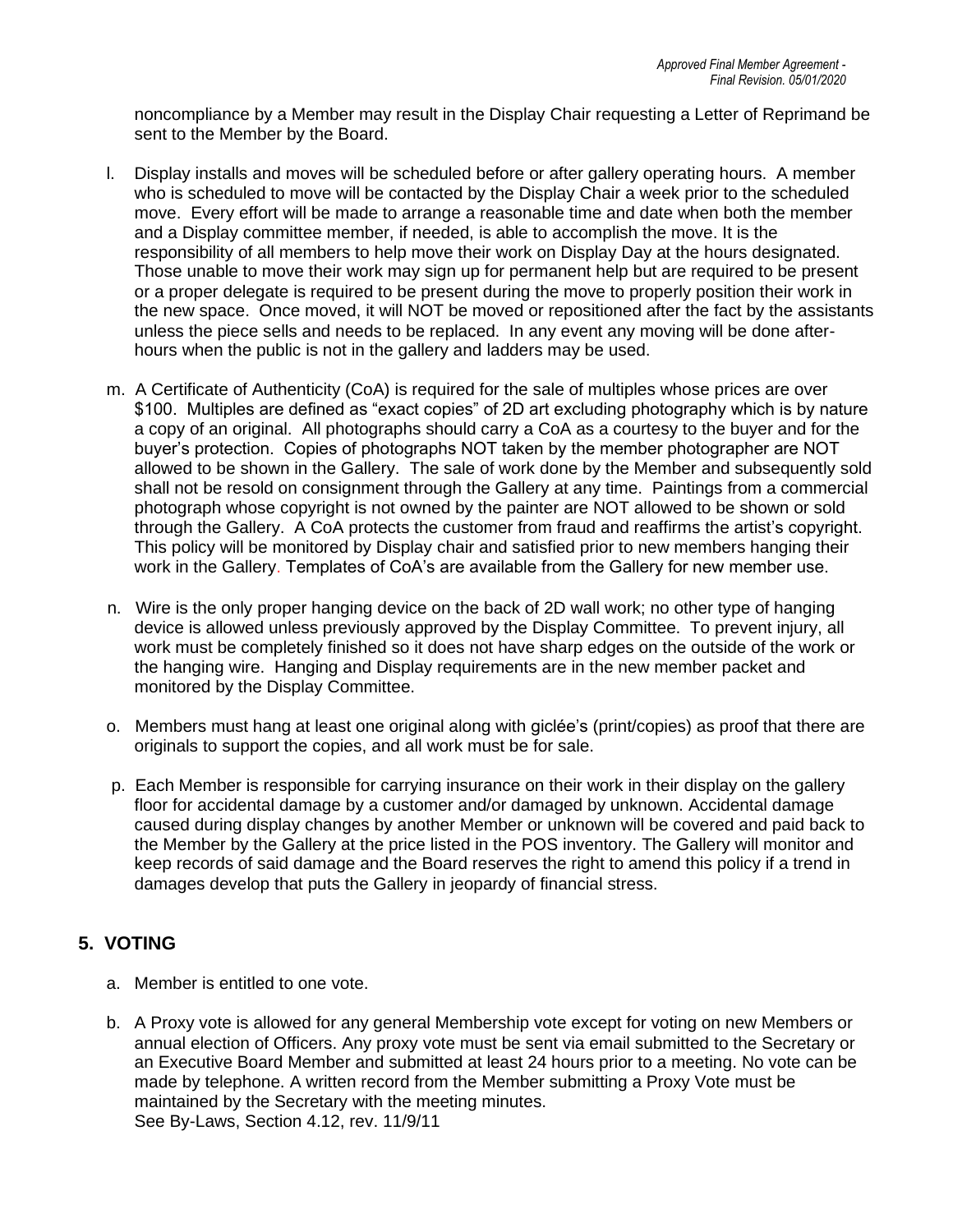noncompliance by a Member may result in the Display Chair requesting a Letter of Reprimand be sent to the Member by the Board.

l. Display installs and moves will be scheduled before or after gallery operating hours. A member who is scheduled to move will be contacted by the Display Chair a week prior to the scheduled move. Every effort will be made to arrange a reasonable time and date when both the member and a Display committee member, if needed, is able to accomplish the move. It is the responsibility of all members to help move their work on Display Day at the hours designated. Those unable to move their work may sign up for permanent help but are required to be present or a proper delegate is required to be present during the move to properly position their work in the new space. Once moved, it will NOT be moved or repositioned after the fact by the assistants unless the piece sells and needs to be replaced. In any event any moving will be done after-hours when the public is not in the gallery and ladders may be used.

m. A Certificate of Authenticity (CoA) is required for the sale of multiples whose prices are over $100. Multiples are defined as "exact copies" of 2D art excluding photography which is by nature a copy of an original. All photographs should carry a CoA as a courtesy to the buyer and for the buyer's protection. Copies of photographs NOT taken by the member photographer are NOT allowed to be shown in the Gallery. The sale of work done by the Member and subsequently sold shall not be resold on consignment through the Gallery at any time. Paintings from a commercial photograph whose copyright is not owned by the painter are NOT allowed to be shown or sold through the Gallery. A CoA protects the customer from fraud and reaffirms the artist's copyright. This policy will be monitored by Display chair and satisfied prior to new members hanging their work in the Gallery. Templates of CoA's are available from the Gallery for new member use.

n. Wire is the only proper hanging device on the back of 2D wall work; no other type of hanging device is allowed unless previously approved by the Display Committee. To prevent injury, all work must be completely finished so it does not have sharp edges on the outside of the work or the hanging wire. Hanging and Display requirements are in the new member packet and monitored by the Display Committee.

o. Members must hang at least one original along with giclée's (print/copies) as proof that there are originals to support the copies, and all work must be for sale.

p. Each Member is responsible for carrying insurance on their work in their display on the gallery floor for accidental damage by a customer and/or damaged by unknown. Accidental damage caused during display changes by another Member or unknown will be covered and paid back to the Member by the Gallery at the price listed in the POS inventory. The Gallery will monitor and keep records of said damage and the Board reserves the right to amend this policy if a trend in damages develop that puts the Gallery in jeopardy of financial stress.

## 5. VOTING

a. Member is entitled to one vote.

b. A Proxy vote is allowed for any general Membership vote except for voting on new Members or annual election of Officers. Any proxy vote must be sent via email submitted to the Secretary or an Executive Board Member and submitted at least 24 hours prior to a meeting. No vote can be made by telephone. A written record from the Member submitting a Proxy Vote must be maintained by the Secretary with the meeting minutes.
See By-Laws, Section 4.12, rev. 11/9/11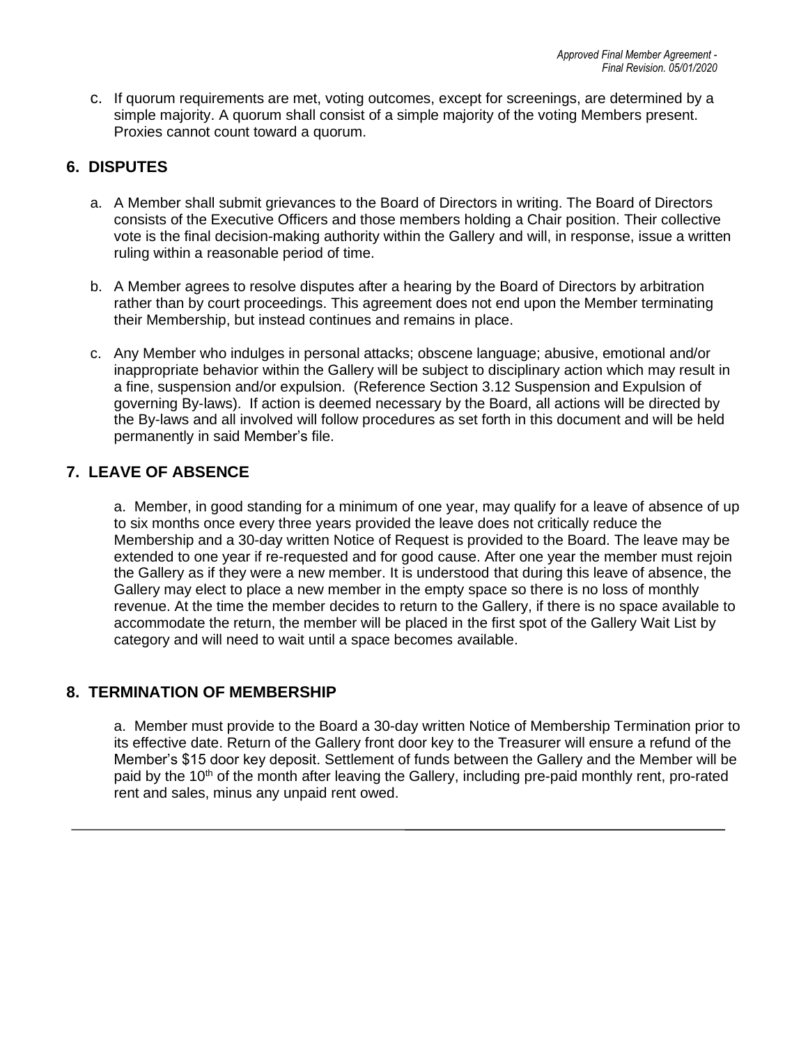c. If quorum requirements are met, voting outcomes, except for screenings, are determined by a simple majority. A quorum shall consist of a simple majority of the voting Members present. Proxies cannot count toward a quorum.

## 6. DISPUTES

a. A Member shall submit grievances to the Board of Directors in writing. The Board of Directors consists of the Executive Officers and those members holding a Chair position. Their collective vote is the final decision-making authority within the Gallery and will, in response, issue a written ruling within a reasonable period of time.

b. A Member agrees to resolve disputes after a hearing by the Board of Directors by arbitration rather than by court proceedings. This agreement does not end upon the Member terminating their Membership, but instead continues and remains in place.

c. Any Member who indulges in personal attacks; obscene language; abusive, emotional and/or inappropriate behavior within the Gallery will be subject to disciplinary action which may result in a fine, suspension and/or expulsion. (Reference Section 3.12 Suspension and Expulsion of governing By-laws). If action is deemed necessary by the Board, all actions will be directed by the By-laws and all involved will follow procedures as set forth in this document and will be held permanently in said Member's file.

## 7. LEAVE OF ABSENCE

a. Member, in good standing for a minimum of one year, may qualify for a leave of absence of up to six months once every three years provided the leave does not critically reduce the Membership and a 30-day written Notice of Request is provided to the Board. The leave may be extended to one year if re-requested and for good cause. After one year the member must rejoin the Gallery as if they were a new member. It is understood that during this leave of absence, the Gallery may elect to place a new member in the empty space so there is no loss of monthly revenue. At the time the member decides to return to the Gallery, if there is no space available to accommodate the return, the member will be placed in the first spot of the Gallery Wait List by category and will need to wait until a space becomes available.

## 8. TERMINATION OF MEMBERSHIP

a. Member must provide to the Board a 30-day written Notice of Membership Termination prior to its effective date. Return of the Gallery front door key to the Treasurer will ensure a refund of the Member's $15 door key deposit. Settlement of funds between the Gallery and the Member will be paid by the 10th of the month after leaving the Gallery, including pre-paid monthly rent, pro-rated rent and sales, minus any unpaid rent owed.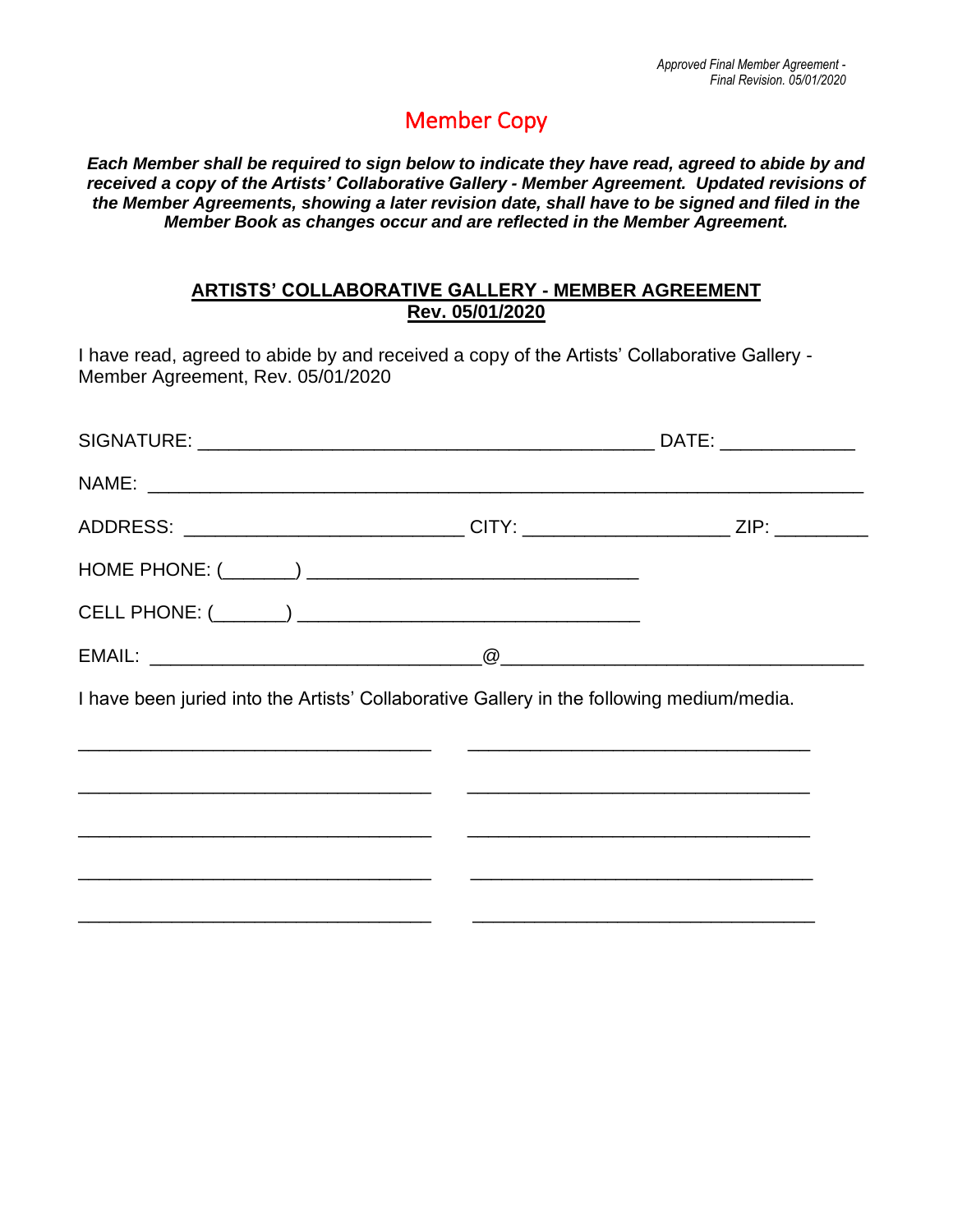*Approved Final Member Agreement -*
*Final Revision. 05/01/2020*

# Member Copy

***Each Member shall be required to sign below to indicate they have read, agreed to abide by and received a copy of the Artists' Collaborative Gallery - Member Agreement. Updated revisions of the Member Agreements, showing a later revision date, shall have to be signed and filed in the Member Book as changes occur and are reflected in the Member Agreement.***

## ARTISTS' COLLABORATIVE GALLERY - MEMBER AGREEMENT
## Rev. 05/01/2020

I have read, agreed to abide by and received a copy of the Artists' Collaborative Gallery - Member Agreement, Rev. 05/01/2020

SIGNATURE: ____________________________________________ DATE: ____________

NAME: ______________________________________________________________________

ADDRESS: ___________________________ CITY: ____________________ ZIP: _________

HOME PHONE: (_______) ________________________________

CELL PHONE: (_______) _________________________________

EMAIL: ________________________________@__________________________________

I have been juried into the Artists' Collaborative Gallery in the following medium/media.

__________________________________ __________________________________

__________________________________ __________________________________

__________________________________ __________________________________

__________________________________ __________________________________

__________________________________ __________________________________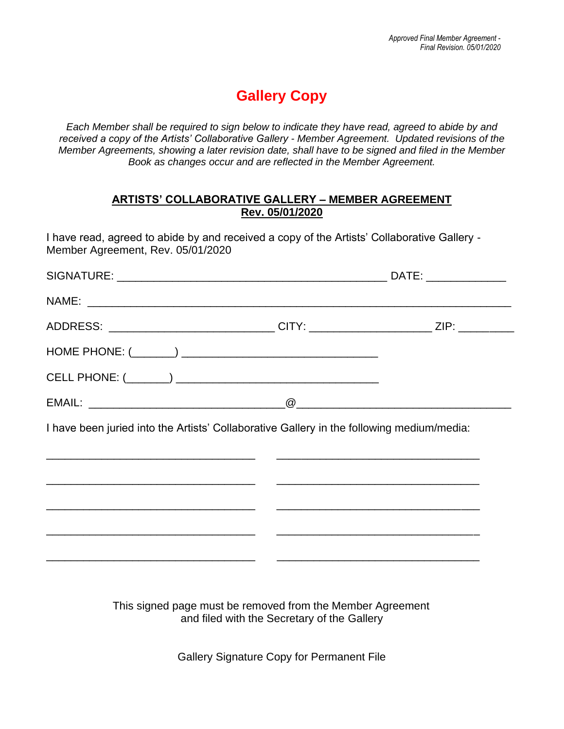*Approved Final Member Agreement - Final Revision. 05/01/2020*

# Gallery Copy

*Each Member shall be required to sign below to indicate they have read, agreed to abide by and received a copy of the Artists' Collaborative Gallery - Member Agreement. Updated revisions of the Member Agreements, showing a later revision date, shall have to be signed and filed in the Member Book as changes occur and are reflected in the Member Agreement.*

**ARTISTS' COLLABORATIVE GALLERY – MEMBER AGREEMENT**
**Rev. 05/01/2020**

I have read, agreed to abide by and received a copy of the Artists' Collaborative Gallery - Member Agreement, Rev. 05/01/2020

SIGNATURE: ____________________________________________ DATE: ____________

NAME: ______________________________________________________________________

ADDRESS: ___________________________ CITY: ____________________ ZIP: _________

HOME PHONE: (_______) ________________________________

CELL PHONE: (_______) _________________________________

EMAIL: ________________________________@___________________________________

I have been juried into the Artists' Collaborative Gallery in the following medium/media:

__________________________________ __________________________________

__________________________________ __________________________________

__________________________________ __________________________________

__________________________________ __________________________________

__________________________________ __________________________________

This signed page must be removed from the Member Agreement and filed with the Secretary of the Gallery

Gallery Signature Copy for Permanent File